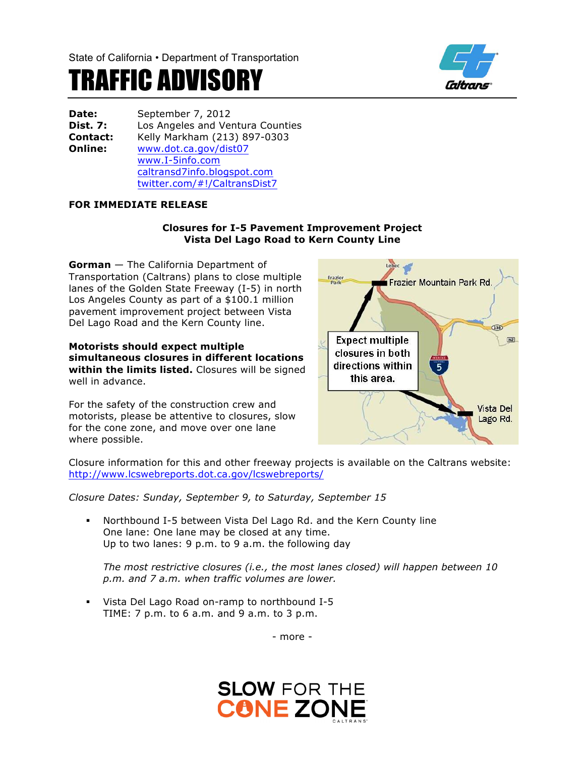State of California • Department of Transportation

# TRAFFIC ADVISORY

**Date:** September 7, 2012
**Dist. 7:** Los Angeles and Ventura Counties
**Contact:** Kelly Markham (213) 897-0303
**Online:** www.dot.ca.gov/dist07
www.I-5info.com
caltransd7info.blogspot.com
twitter.com/#!/CaltransDist7

**FOR IMMEDIATE RELEASE**

## Closures for I-5 Pavement Improvement Project
## Vista Del Lago Road to Kern County Line

**Gorman** — The California Department of Transportation (Caltrans) plans to close multiple lanes of the Golden State Freeway (I-5) in north Los Angeles County as part of a $100.1 million pavement improvement project between Vista Del Lago Road and the Kern County line.

**Motorists should expect multiple simultaneous closures in different locations within the limits listed.** Closures will be signed well in advance.

For the safety of the construction crew and motorists, please be attentive to closures, slow for the cone zone, and move over one lane where possible.

Frazier Mountain Park Rd.

Expect multiple closures in both directions within this area.

Vista Del Lago Rd.

Closure information for this and other freeway projects is available on the Caltrans website: http://www.lcswebreports.dot.ca.gov/lcswebreports/

*Closure Dates: Sunday, September 9, to Saturday, September 15*

- Northbound I-5 between Vista Del Lago Rd. and the Kern County line
  One lane: One lane may be closed at any time.
  Up to two lanes: 9 p.m. to 9 a.m. the following day

  *The most restrictive closures (i.e., the most lanes closed) will happen between 10 p.m. and 7 a.m. when traffic volumes are lower.*

- Vista Del Lago Road on-ramp to northbound I-5
  TIME: 7 p.m. to 6 a.m. and 9 a.m. to 3 p.m.

- more -

SLOW FOR THE CONE ZONE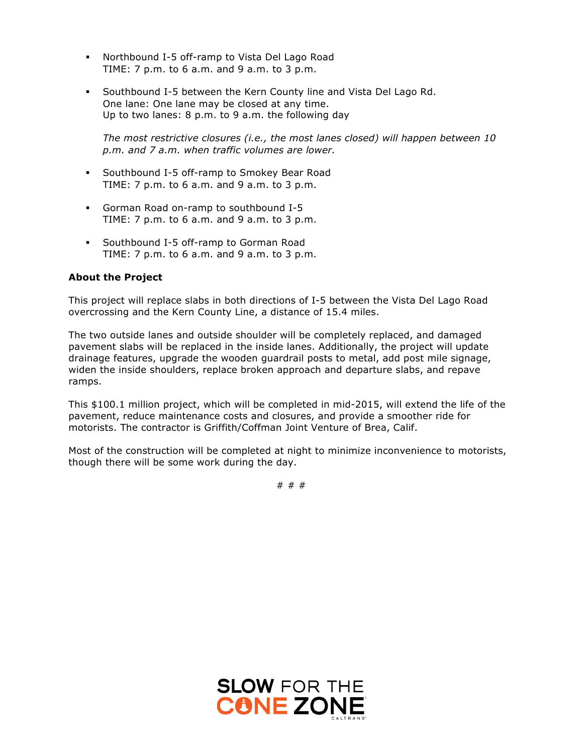- Northbound I-5 off-ramp to Vista Del Lago Road
  TIME: 7 p.m. to 6 a.m. and 9 a.m. to 3 p.m.

- Southbound I-5 between the Kern County line and Vista Del Lago Rd.
  One lane: One lane may be closed at any time.
  Up to two lanes: 8 p.m. to 9 a.m. the following day

  *The most restrictive closures (i.e., the most lanes closed) will happen between 10 p.m. and 7 a.m. when traffic volumes are lower.*

- Southbound I-5 off-ramp to Smokey Bear Road
  TIME: 7 p.m. to 6 a.m. and 9 a.m. to 3 p.m.

- Gorman Road on-ramp to southbound I-5
  TIME: 7 p.m. to 6 a.m. and 9 a.m. to 3 p.m.

- Southbound I-5 off-ramp to Gorman Road
  TIME: 7 p.m. to 6 a.m. and 9 a.m. to 3 p.m.

**About the Project**

This project will replace slabs in both directions of I-5 between the Vista Del Lago Road overcrossing and the Kern County Line, a distance of 15.4 miles.

The two outside lanes and outside shoulder will be completely replaced, and damaged pavement slabs will be replaced in the inside lanes. Additionally, the project will update drainage features, upgrade the wooden guardrail posts to metal, add post mile signage, widen the inside shoulders, replace broken approach and departure slabs, and repave ramps.

This $100.1 million project, which will be completed in mid-2015, will extend the life of the pavement, reduce maintenance costs and closures, and provide a smoother ride for motorists. The contractor is Griffith/Coffman Joint Venture of Brea, Calif.

Most of the construction will be completed at night to minimize inconvenience to motorists, though there will be some work during the day.

# # #

SLOW FOR THE CONE ZONE
CALTRANS